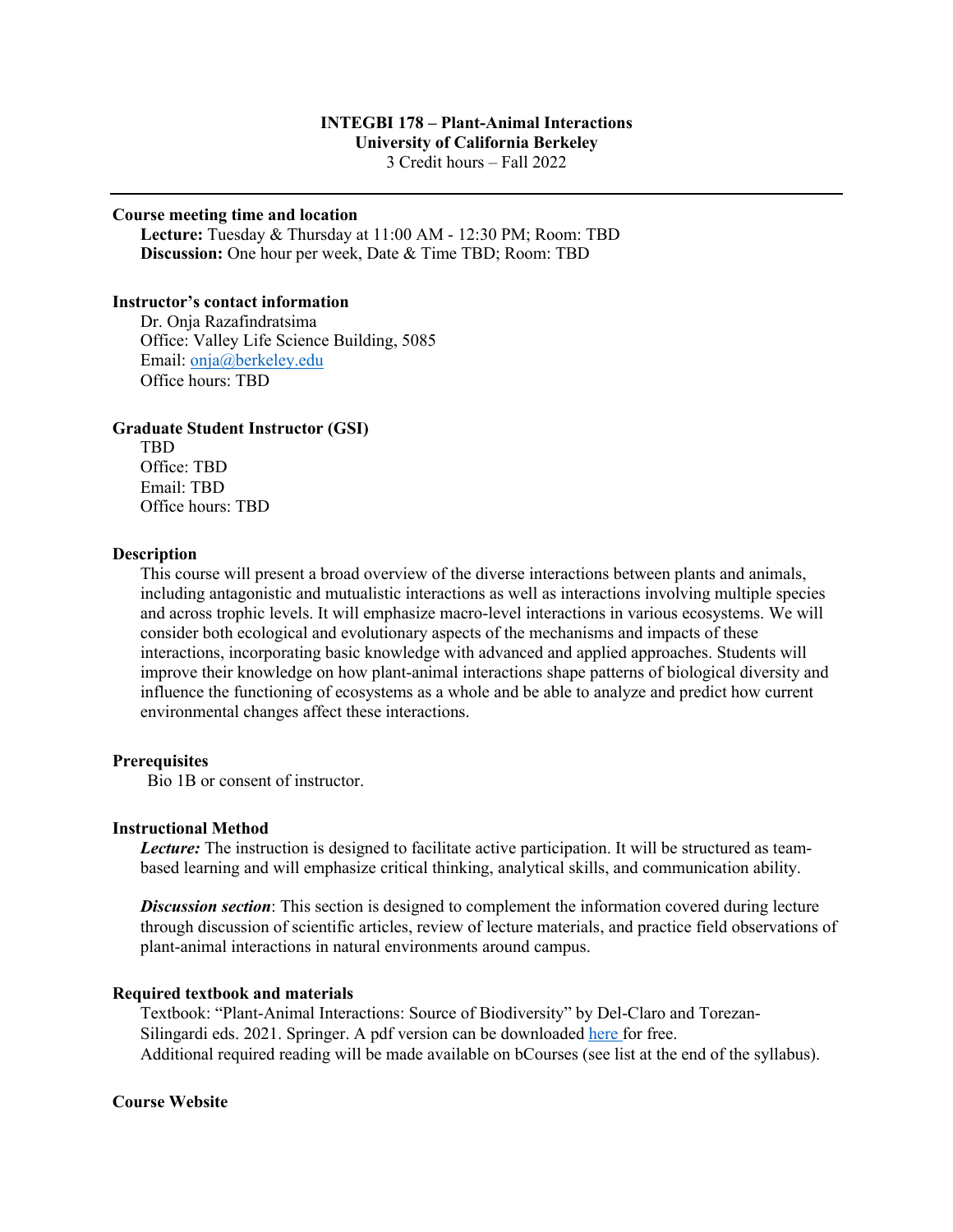# INTEGBI 178 – Plant-Animal Interactions

**University of California Berkeley**

3 Credit hours – Fall 2022

---

## Course meeting time and location

**Lecture:** Tuesday & Thursday at 11:00 AM - 12:30 PM; Room: TBD
**Discussion:** One hour per week, Date & Time TBD; Room: TBD

## Instructor's contact information

Dr. Onja Razafindratsima
Office: Valley Life Science Building, 5085
Email: [onja@berkeley.edu](mailto:onja@berkeley.edu)
Office hours: TBD

## Graduate Student Instructor (GSI)

TBD
Office: TBD
Email: TBD
Office hours: TBD

## Description

This course will present a broad overview of the diverse interactions between plants and animals, including antagonistic and mutualistic interactions as well as interactions involving multiple species and across trophic levels. It will emphasize macro-level interactions in various ecosystems. We will consider both ecological and evolutionary aspects of the mechanisms and impacts of these interactions, incorporating basic knowledge with advanced and applied approaches. Students will improve their knowledge on how plant-animal interactions shape patterns of biological diversity and influence the functioning of ecosystems as a whole and be able to analyze and predict how current environmental changes affect these interactions.

## Prerequisites

Bio 1B or consent of instructor.

## Instructional Method

***Lecture:*** The instruction is designed to facilitate active participation. It will be structured as team-based learning and will emphasize critical thinking, analytical skills, and communication ability.

***Discussion section***: This section is designed to complement the information covered during lecture through discussion of scientific articles, review of lecture materials, and practice field observations of plant-animal interactions in natural environments around campus.

## Required textbook and materials

Textbook: "Plant-Animal Interactions: Source of Biodiversity" by Del-Claro and Torezan-Silingardi eds. 2021. Springer. A pdf version can be downloaded here for free.
Additional required reading will be made available on bCourses (see list at the end of the syllabus).

## Course Website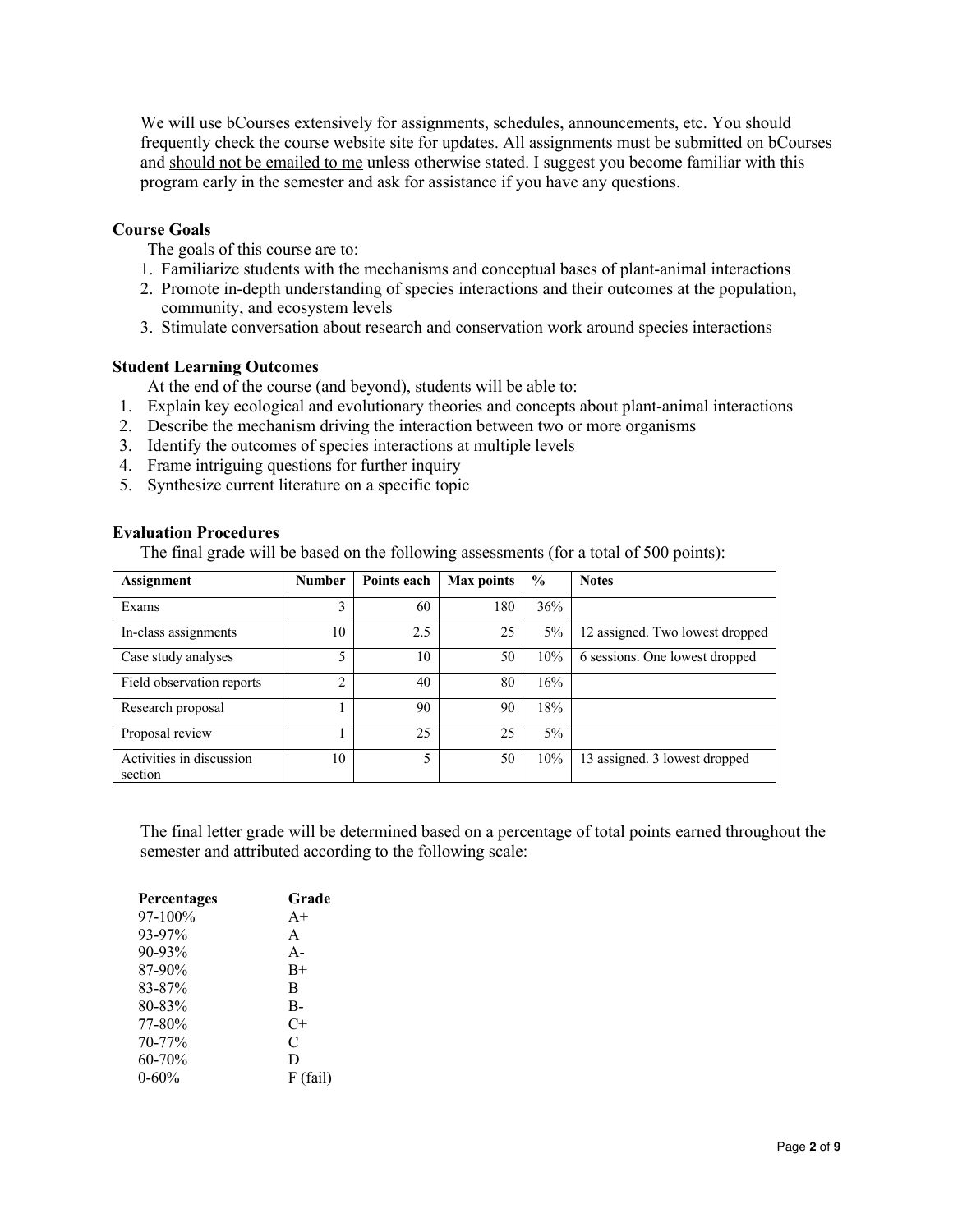We will use bCourses extensively for assignments, schedules, announcements, etc. You should frequently check the course website site for updates. All assignments must be submitted on bCourses and <u>should not be emailed to me</u> unless otherwise stated. I suggest you become familiar with this program early in the semester and ask for assistance if you have any questions.

### Course Goals

The goals of this course are to:

1. Familiarize students with the mechanisms and conceptual bases of plant-animal interactions
2. Promote in-depth understanding of species interactions and their outcomes at the population, community, and ecosystem levels
3. Stimulate conversation about research and conservation work around species interactions

### Student Learning Outcomes

At the end of the course (and beyond), students will be able to:

1. Explain key ecological and evolutionary theories and concepts about plant-animal interactions
2. Describe the mechanism driving the interaction between two or more organisms
3. Identify the outcomes of species interactions at multiple levels
4. Frame intriguing questions for further inquiry
5. Synthesize current literature on a specific topic

### Evaluation Procedures

The final grade will be based on the following assessments (for a total of 500 points):

| Assignment | Number | Points each | Max points | % | Notes |
|---|---|---|---|---|---|
| Exams | 3 | 60 | 180 | 36% | |
| In-class assignments | 10 | 2.5 | 25 | 5% | 12 assigned. Two lowest dropped |
| Case study analyses | 5 | 10 | 50 | 10% | 6 sessions. One lowest dropped |
| Field observation reports | 2 | 40 | 80 | 16% | |
| Research proposal | 1 | 90 | 90 | 18% | |
| Proposal review | 1 | 25 | 25 | 5% | |
| Activities in discussion section | 10 | 5 | 50 | 10% | 13 assigned. 3 lowest dropped |

The final letter grade will be determined based on a percentage of total points earned throughout the semester and attributed according to the following scale:

| Percentages | Grade |
|---|---|
| 97-100% | A+ |
| 93-97% | A |
| 90-93% | A- |
| 87-90% | B+ |
| 83-87% | B |
| 80-83% | B- |
| 77-80% | C+ |
| 70-77% | C |
| 60-70% | D |
| 0-60% | F (fail) |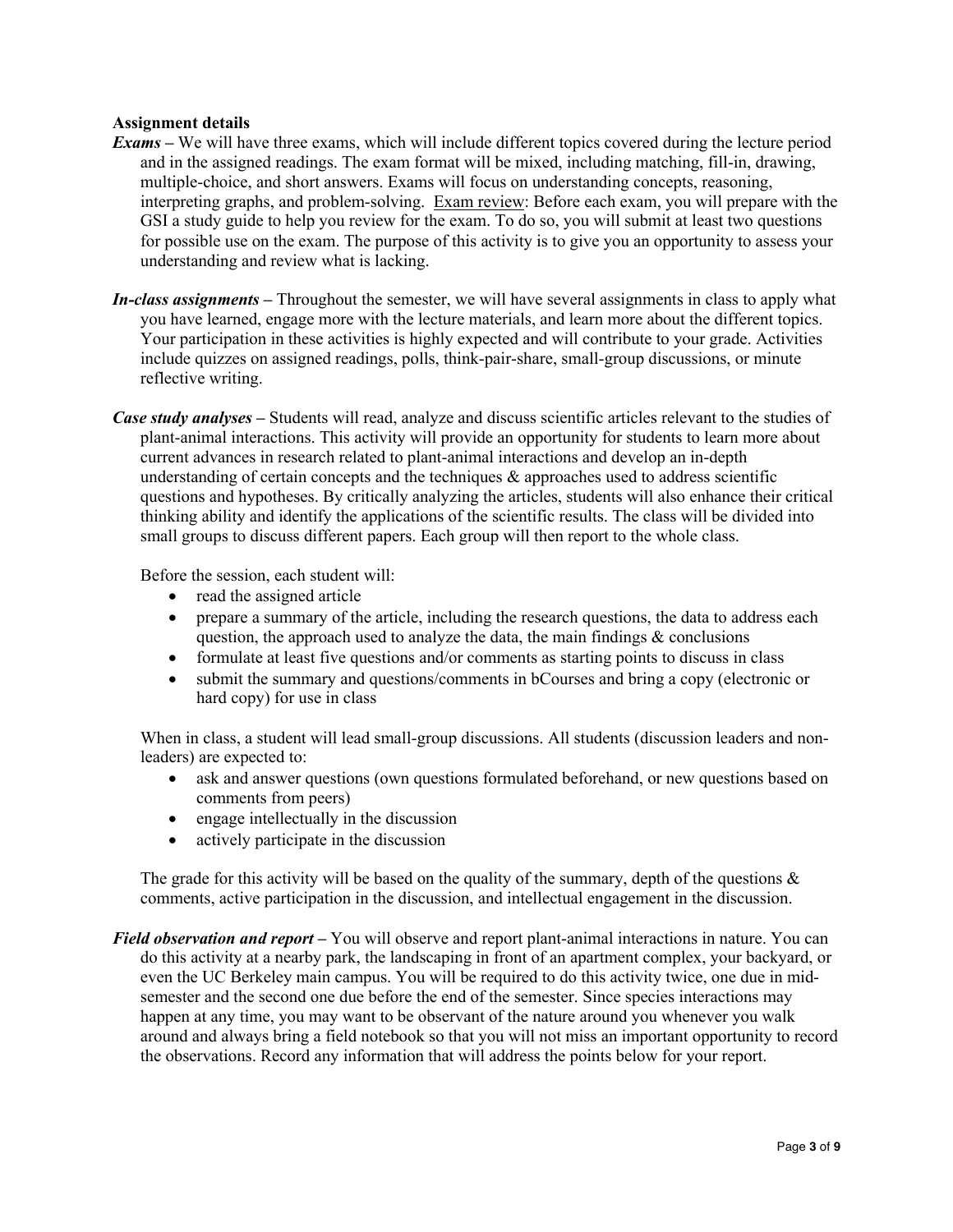**Assignment details**

***Exams*** – We will have three exams, which will include different topics covered during the lecture period and in the assigned readings. The exam format will be mixed, including matching, fill-in, drawing, multiple-choice, and short answers. Exams will focus on understanding concepts, reasoning, interpreting graphs, and problem-solving. <u>Exam review</u>: Before each exam, you will prepare with the GSI a study guide to help you review for the exam. To do so, you will submit at least two questions for possible use on the exam. The purpose of this activity is to give you an opportunity to assess your understanding and review what is lacking.

***In-class assignments*** – Throughout the semester, we will have several assignments in class to apply what you have learned, engage more with the lecture materials, and learn more about the different topics. Your participation in these activities is highly expected and will contribute to your grade. Activities include quizzes on assigned readings, polls, think-pair-share, small-group discussions, or minute reflective writing.

***Case study analyses*** – Students will read, analyze and discuss scientific articles relevant to the studies of plant-animal interactions. This activity will provide an opportunity for students to learn more about current advances in research related to plant-animal interactions and develop an in-depth understanding of certain concepts and the techniques & approaches used to address scientific questions and hypotheses. By critically analyzing the articles, students will also enhance their critical thinking ability and identify the applications of the scientific results. The class will be divided into small groups to discuss different papers. Each group will then report to the whole class.

Before the session, each student will:

- read the assigned article
- prepare a summary of the article, including the research questions, the data to address each question, the approach used to analyze the data, the main findings & conclusions
- formulate at least five questions and/or comments as starting points to discuss in class
- submit the summary and questions/comments in bCourses and bring a copy (electronic or hard copy) for use in class

When in class, a student will lead small-group discussions. All students (discussion leaders and non-leaders) are expected to:

- ask and answer questions (own questions formulated beforehand, or new questions based on comments from peers)
- engage intellectually in the discussion
- actively participate in the discussion

The grade for this activity will be based on the quality of the summary, depth of the questions & comments, active participation in the discussion, and intellectual engagement in the discussion.

***Field observation and report*** – You will observe and report plant-animal interactions in nature. You can do this activity at a nearby park, the landscaping in front of an apartment complex, your backyard, or even the UC Berkeley main campus. You will be required to do this activity twice, one due in mid-semester and the second one due before the end of the semester. Since species interactions may happen at any time, you may want to be observant of the nature around you whenever you walk around and always bring a field notebook so that you will not miss an important opportunity to record the observations. Record any information that will address the points below for your report.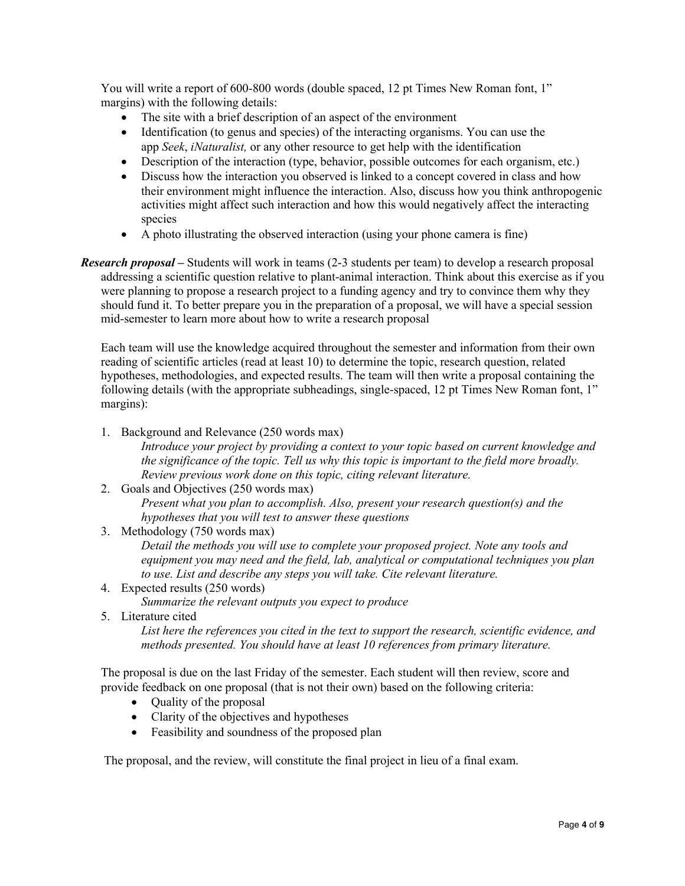You will write a report of 600-800 words (double spaced, 12 pt Times New Roman font, 1" margins) with the following details:

- The site with a brief description of an aspect of the environment
- Identification (to genus and species) of the interacting organisms. You can use the app *Seek*, *iNaturalist,* or any other resource to get help with the identification
- Description of the interaction (type, behavior, possible outcomes for each organism, etc.)
- Discuss how the interaction you observed is linked to a concept covered in class and how their environment might influence the interaction. Also, discuss how you think anthropogenic activities might affect such interaction and how this would negatively affect the interacting species
- A photo illustrating the observed interaction (using your phone camera is fine)

***Research proposal –*** Students will work in teams (2-3 students per team) to develop a research proposal addressing a scientific question relative to plant-animal interaction. Think about this exercise as if you were planning to propose a research project to a funding agency and try to convince them why they should fund it. To better prepare you in the preparation of a proposal, we will have a special session mid-semester to learn more about how to write a research proposal

Each team will use the knowledge acquired throughout the semester and information from their own reading of scientific articles (read at least 10) to determine the topic, research question, related hypotheses, methodologies, and expected results. The team will then write a proposal containing the following details (with the appropriate subheadings, single-spaced, 12 pt Times New Roman font, 1" margins):

1. Background and Relevance (250 words max)
   *Introduce your project by providing a context to your topic based on current knowledge and the significance of the topic. Tell us why this topic is important to the field more broadly. Review previous work done on this topic, citing relevant literature.*
2. Goals and Objectives (250 words max)
   *Present what you plan to accomplish. Also, present your research question(s) and the hypotheses that you will test to answer these questions*
3. Methodology (750 words max)
   *Detail the methods you will use to complete your proposed project. Note any tools and equipment you may need and the field, lab, analytical or computational techniques you plan to use. List and describe any steps you will take. Cite relevant literature.*
4. Expected results (250 words)
   *Summarize the relevant outputs you expect to produce*
5. Literature cited
   *List here the references you cited in the text to support the research, scientific evidence, and methods presented. You should have at least 10 references from primary literature.*

The proposal is due on the last Friday of the semester. Each student will then review, score and provide feedback on one proposal (that is not their own) based on the following criteria:

- Quality of the proposal
- Clarity of the objectives and hypotheses
- Feasibility and soundness of the proposed plan

The proposal, and the review, will constitute the final project in lieu of a final exam.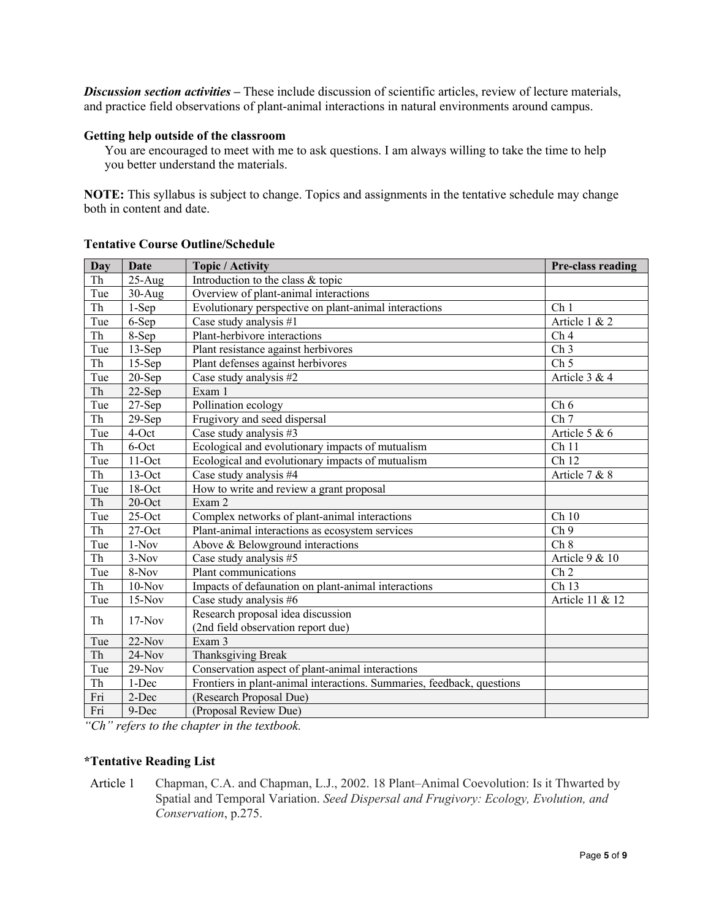***Discussion section activities*** **–** These include discussion of scientific articles, review of lecture materials, and practice field observations of plant-animal interactions in natural environments around campus.

**Getting help outside of the classroom**

You are encouraged to meet with me to ask questions. I am always willing to take the time to help you better understand the materials.

**NOTE:** This syllabus is subject to change. Topics and assignments in the tentative schedule may change both in content and date.

**Tentative Course Outline/Schedule**

| Day | Date | Topic / Activity | Pre-class reading |
|---|---|---|---|
| Th | 25-Aug | Introduction to the class & topic | |
| Tue | 30-Aug | Overview of plant-animal interactions | |
| Th | 1-Sep | Evolutionary perspective on plant-animal interactions | Ch 1 |
| Tue | 6-Sep | Case study analysis #1 | Article 1 & 2 |
| Th | 8-Sep | Plant-herbivore interactions | Ch 4 |
| Tue | 13-Sep | Plant resistance against herbivores | Ch 3 |
| Th | 15-Sep | Plant defenses against herbivores | Ch 5 |
| Tue | 20-Sep | Case study analysis #2 | Article 3 & 4 |
| Th | 22-Sep | Exam 1 | |
| Tue | 27-Sep | Pollination ecology | Ch 6 |
| Th | 29-Sep | Frugivory and seed dispersal | Ch 7 |
| Tue | 4-Oct | Case study analysis #3 | Article 5 & 6 |
| Th | 6-Oct | Ecological and evolutionary impacts of mutualism | Ch 11 |
| Tue | 11-Oct | Ecological and evolutionary impacts of mutualism | Ch 12 |
| Th | 13-Oct | Case study analysis #4 | Article 7 & 8 |
| Tue | 18-Oct | How to write and review a grant proposal | |
| Th | 20-Oct | Exam 2 | |
| Tue | 25-Oct | Complex networks of plant-animal interactions | Ch 10 |
| Th | 27-Oct | Plant-animal interactions as ecosystem services | Ch 9 |
| Tue | 1-Nov | Above & Belowground interactions | Ch 8 |
| Th | 3-Nov | Case study analysis #5 | Article 9 & 10 |
| Tue | 8-Nov | Plant communications | Ch 2 |
| Th | 10-Nov | Impacts of defaunation on plant-animal interactions | Ch 13 |
| Tue | 15-Nov | Case study analysis #6 | Article 11 & 12 |
| Th | 17-Nov | Research proposal idea discussion (2nd field observation report due) | |
| Tue | 22-Nov | Exam 3 | |
| Th | 24-Nov | Thanksgiving Break | |
| Tue | 29-Nov | Conservation aspect of plant-animal interactions | |
| Th | 1-Dec | Frontiers in plant-animal interactions. Summaries, feedback, questions | |
| Fri | 2-Dec | (Research Proposal Due) | |
| Fri | 9-Dec | (Proposal Review Due) | |

*"Ch" refers to the chapter in the textbook.*

**\*Tentative Reading List**

Article 1 Chapman, C.A. and Chapman, L.J., 2002. 18 Plant–Animal Coevolution: Is it Thwarted by Spatial and Temporal Variation. *Seed Dispersal and Frugivory: Ecology, Evolution, and Conservation*, p.275.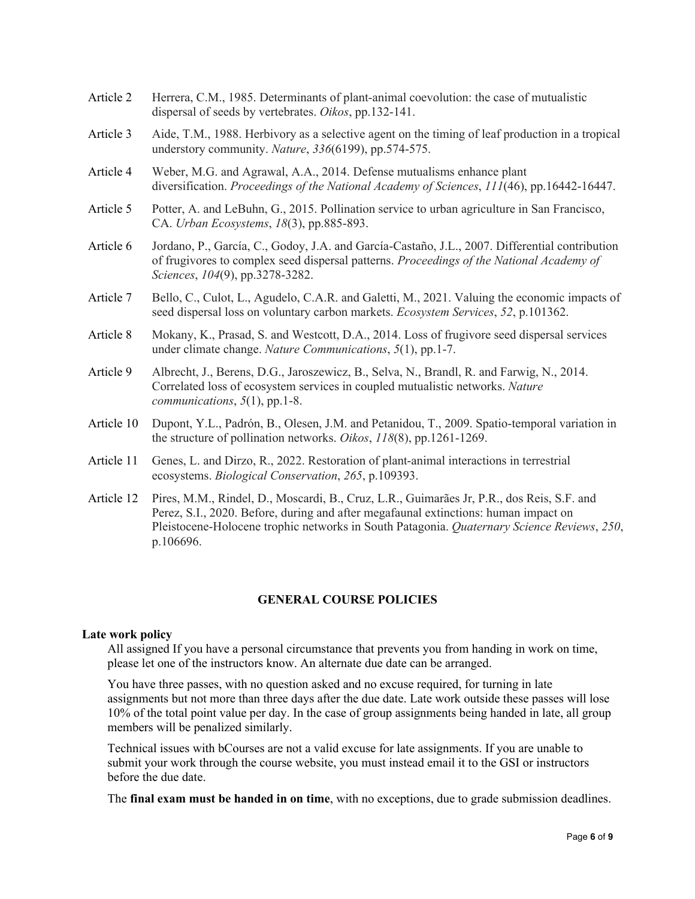| | |
|---|---|
| Article 2 | Herrera, C.M., 1985. Determinants of plant-animal coevolution: the case of mutualistic dispersal of seeds by vertebrates. *Oikos*, pp.132-141. |
| Article 3 | Aide, T.M., 1988. Herbivory as a selective agent on the timing of leaf production in a tropical understory community. *Nature*, *336*(6199), pp.574-575. |
| Article 4 | Weber, M.G. and Agrawal, A.A., 2014. Defense mutualisms enhance plant diversification. *Proceedings of the National Academy of Sciences*, *111*(46), pp.16442-16447. |
| Article 5 | Potter, A. and LeBuhn, G., 2015. Pollination service to urban agriculture in San Francisco, CA. *Urban Ecosystems*, *18*(3), pp.885-893. |
| Article 6 | Jordano, P., García, C., Godoy, J.A. and García-Castaño, J.L., 2007. Differential contribution of frugivores to complex seed dispersal patterns. *Proceedings of the National Academy of Sciences*, *104*(9), pp.3278-3282. |
| Article 7 | Bello, C., Culot, L., Agudelo, C.A.R. and Galetti, M., 2021. Valuing the economic impacts of seed dispersal loss on voluntary carbon markets. *Ecosystem Services*, *52*, p.101362. |
| Article 8 | Mokany, K., Prasad, S. and Westcott, D.A., 2014. Loss of frugivore seed dispersal services under climate change. *Nature Communications*, *5*(1), pp.1-7. |
| Article 9 | Albrecht, J., Berens, D.G., Jaroszewicz, B., Selva, N., Brandl, R. and Farwig, N., 2014. Correlated loss of ecosystem services in coupled mutualistic networks. *Nature communications*, *5*(1), pp.1-8. |
| Article 10 | Dupont, Y.L., Padrón, B., Olesen, J.M. and Petanidou, T., 2009. Spatio-temporal variation in the structure of pollination networks. *Oikos*, *118*(8), pp.1261-1269. |
| Article 11 | Genes, L. and Dirzo, R., 2022. Restoration of plant-animal interactions in terrestrial ecosystems. *Biological Conservation*, *265*, p.109393. |
| Article 12 | Pires, M.M., Rindel, D., Moscardi, B., Cruz, L.R., Guimarães Jr, P.R., dos Reis, S.F. and Perez, S.I., 2020. Before, during and after megafaunal extinctions: human impact on Pleistocene-Holocene trophic networks in South Patagonia. *Quaternary Science Reviews*, *250*, p.106696. |

## GENERAL COURSE POLICIES

### Late work policy

All assigned If you have a personal circumstance that prevents you from handing in work on time, please let one of the instructors know. An alternate due date can be arranged.

You have three passes, with no question asked and no excuse required, for turning in late assignments but not more than three days after the due date. Late work outside these passes will lose 10% of the total point value per day. In the case of group assignments being handed in late, all group members will be penalized similarly.

Technical issues with bCourses are not a valid excuse for late assignments. If you are unable to submit your work through the course website, you must instead email it to the GSI or instructors before the due date.

The **final exam must be handed in on time**, with no exceptions, due to grade submission deadlines.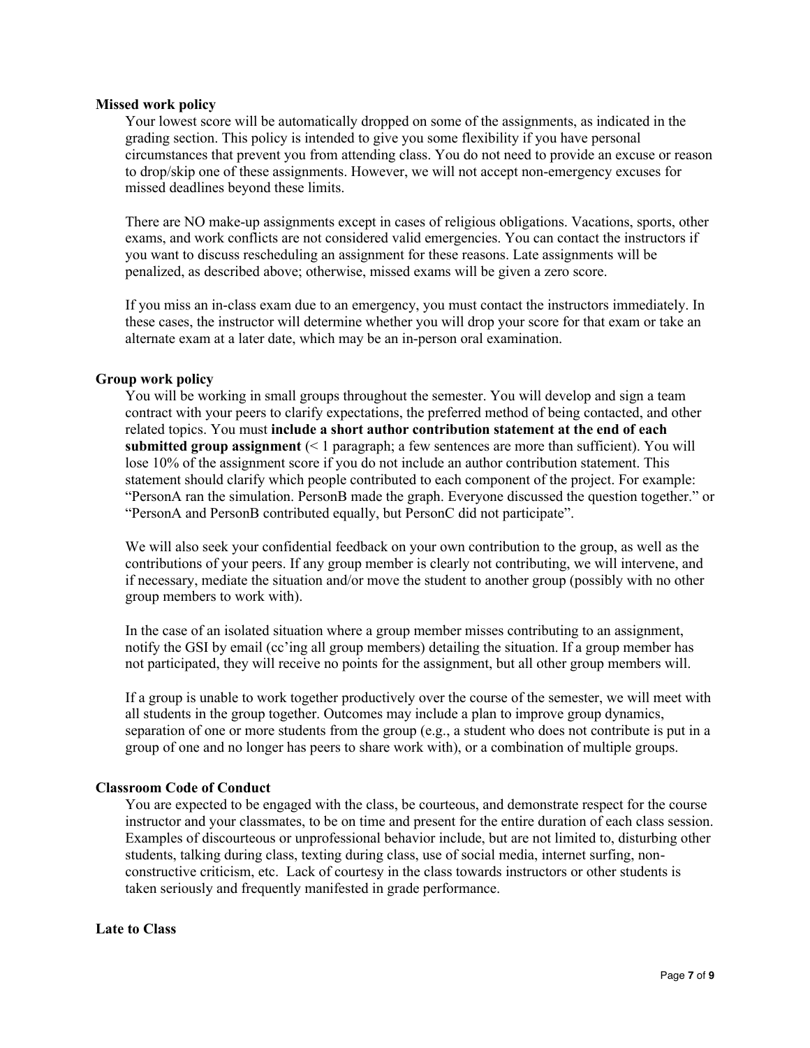### Missed work policy

Your lowest score will be automatically dropped on some of the assignments, as indicated in the grading section. This policy is intended to give you some flexibility if you have personal circumstances that prevent you from attending class. You do not need to provide an excuse or reason to drop/skip one of these assignments. However, we will not accept non-emergency excuses for missed deadlines beyond these limits.

There are NO make-up assignments except in cases of religious obligations. Vacations, sports, other exams, and work conflicts are not considered valid emergencies. You can contact the instructors if you want to discuss rescheduling an assignment for these reasons. Late assignments will be penalized, as described above; otherwise, missed exams will be given a zero score.

If you miss an in-class exam due to an emergency, you must contact the instructors immediately. In these cases, the instructor will determine whether you will drop your score for that exam or take an alternate exam at a later date, which may be an in-person oral examination.

### Group work policy

You will be working in small groups throughout the semester. You will develop and sign a team contract with your peers to clarify expectations, the preferred method of being contacted, and other related topics. You must **include a short author contribution statement at the end of each submitted group assignment** (< 1 paragraph; a few sentences are more than sufficient). You will lose 10% of the assignment score if you do not include an author contribution statement. This statement should clarify which people contributed to each component of the project. For example: "PersonA ran the simulation. PersonB made the graph. Everyone discussed the question together." or "PersonA and PersonB contributed equally, but PersonC did not participate".

We will also seek your confidential feedback on your own contribution to the group, as well as the contributions of your peers. If any group member is clearly not contributing, we will intervene, and if necessary, mediate the situation and/or move the student to another group (possibly with no other group members to work with).

In the case of an isolated situation where a group member misses contributing to an assignment, notify the GSI by email (cc'ing all group members) detailing the situation. If a group member has not participated, they will receive no points for the assignment, but all other group members will.

If a group is unable to work together productively over the course of the semester, we will meet with all students in the group together. Outcomes may include a plan to improve group dynamics, separation of one or more students from the group (e.g., a student who does not contribute is put in a group of one and no longer has peers to share work with), or a combination of multiple groups.

### Classroom Code of Conduct

You are expected to be engaged with the class, be courteous, and demonstrate respect for the course instructor and your classmates, to be on time and present for the entire duration of each class session. Examples of discourteous or unprofessional behavior include, but are not limited to, disturbing other students, talking during class, texting during class, use of social media, internet surfing, non-constructive criticism, etc. Lack of courtesy in the class towards instructors or other students is taken seriously and frequently manifested in grade performance.

### Late to Class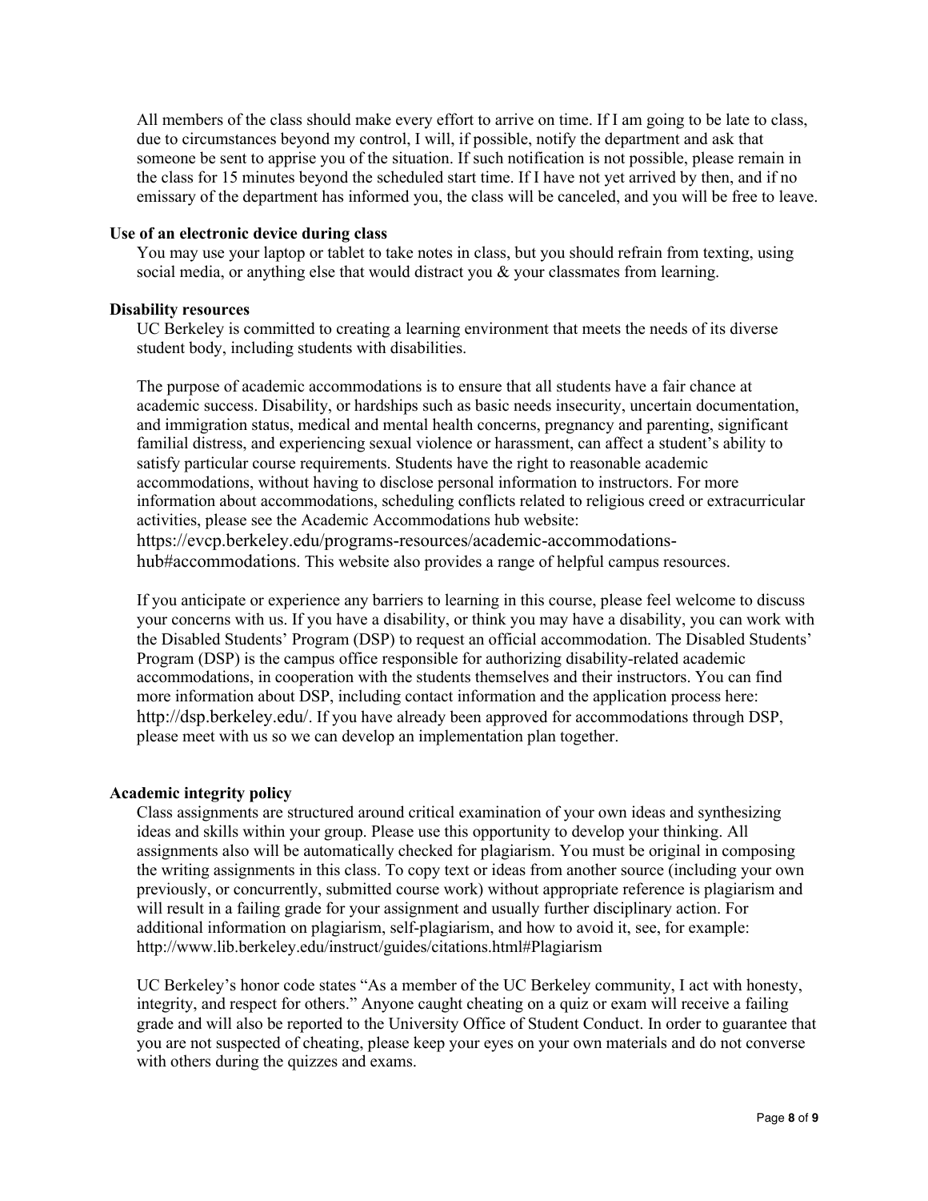All members of the class should make every effort to arrive on time. If I am going to be late to class, due to circumstances beyond my control, I will, if possible, notify the department and ask that someone be sent to apprise you of the situation. If such notification is not possible, please remain in the class for 15 minutes beyond the scheduled start time. If I have not yet arrived by then, and if no emissary of the department has informed you, the class will be canceled, and you will be free to leave.

**Use of an electronic device during class**

You may use your laptop or tablet to take notes in class, but you should refrain from texting, using social media, or anything else that would distract you & your classmates from learning.

**Disability resources**

UC Berkeley is committed to creating a learning environment that meets the needs of its diverse student body, including students with disabilities.

The purpose of academic accommodations is to ensure that all students have a fair chance at academic success. Disability, or hardships such as basic needs insecurity, uncertain documentation, and immigration status, medical and mental health concerns, pregnancy and parenting, significant familial distress, and experiencing sexual violence or harassment, can affect a student's ability to satisfy particular course requirements. Students have the right to reasonable academic accommodations, without having to disclose personal information to instructors. For more information about accommodations, scheduling conflicts related to religious creed or extracurricular activities, please see the Academic Accommodations hub website: https://evcp.berkeley.edu/programs-resources/academic-accommodations-hub#accommodations. This website also provides a range of helpful campus resources.

If you anticipate or experience any barriers to learning in this course, please feel welcome to discuss your concerns with us. If you have a disability, or think you may have a disability, you can work with the Disabled Students' Program (DSP) to request an official accommodation. The Disabled Students' Program (DSP) is the campus office responsible for authorizing disability-related academic accommodations, in cooperation with the students themselves and their instructors. You can find more information about DSP, including contact information and the application process here: http://dsp.berkeley.edu/. If you have already been approved for accommodations through DSP, please meet with us so we can develop an implementation plan together.

**Academic integrity policy**

Class assignments are structured around critical examination of your own ideas and synthesizing ideas and skills within your group. Please use this opportunity to develop your thinking. All assignments also will be automatically checked for plagiarism. You must be original in composing the writing assignments in this class. To copy text or ideas from another source (including your own previously, or concurrently, submitted course work) without appropriate reference is plagiarism and will result in a failing grade for your assignment and usually further disciplinary action. For additional information on plagiarism, self-plagiarism, and how to avoid it, see, for example: http://www.lib.berkeley.edu/instruct/guides/citations.html#Plagiarism

UC Berkeley's honor code states "As a member of the UC Berkeley community, I act with honesty, integrity, and respect for others." Anyone caught cheating on a quiz or exam will receive a failing grade and will also be reported to the University Office of Student Conduct. In order to guarantee that you are not suspected of cheating, please keep your eyes on your own materials and do not converse with others during the quizzes and exams.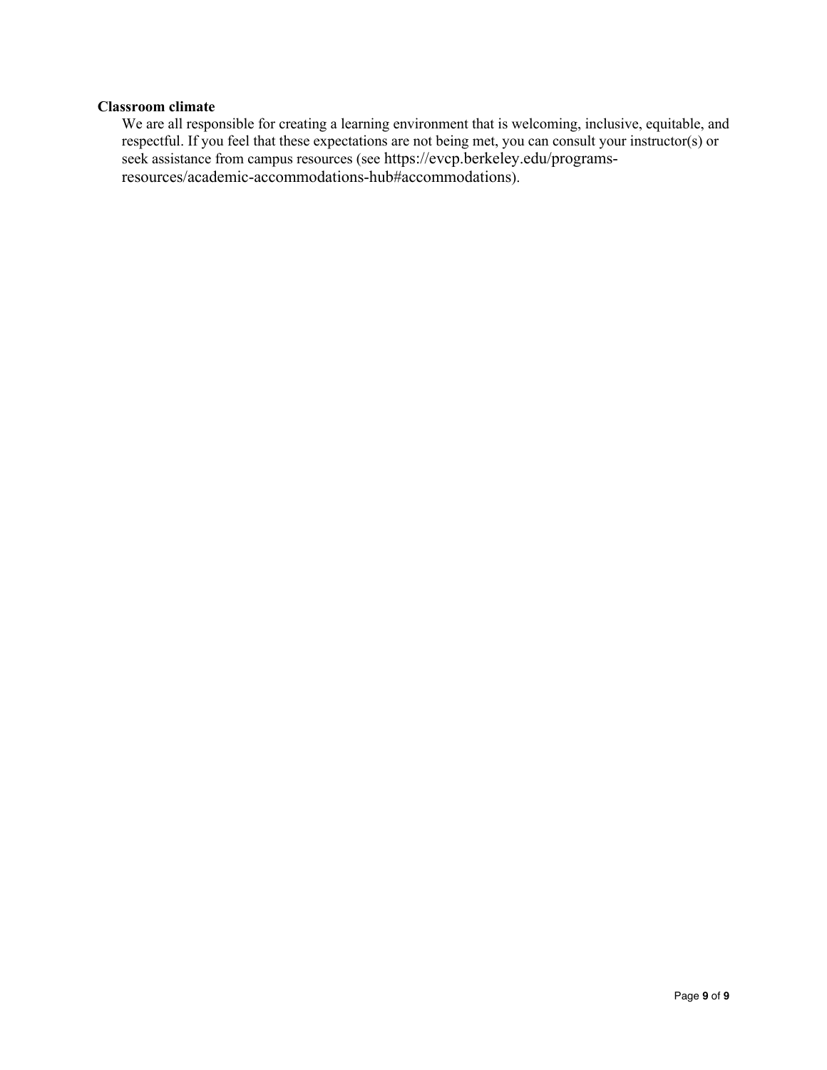**Classroom climate**

We are all responsible for creating a learning environment that is welcoming, inclusive, equitable, and respectful. If you feel that these expectations are not being met, you can consult your instructor(s) or seek assistance from campus resources (see https://evcp.berkeley.edu/programs-resources/academic-accommodations-hub#accommodations).